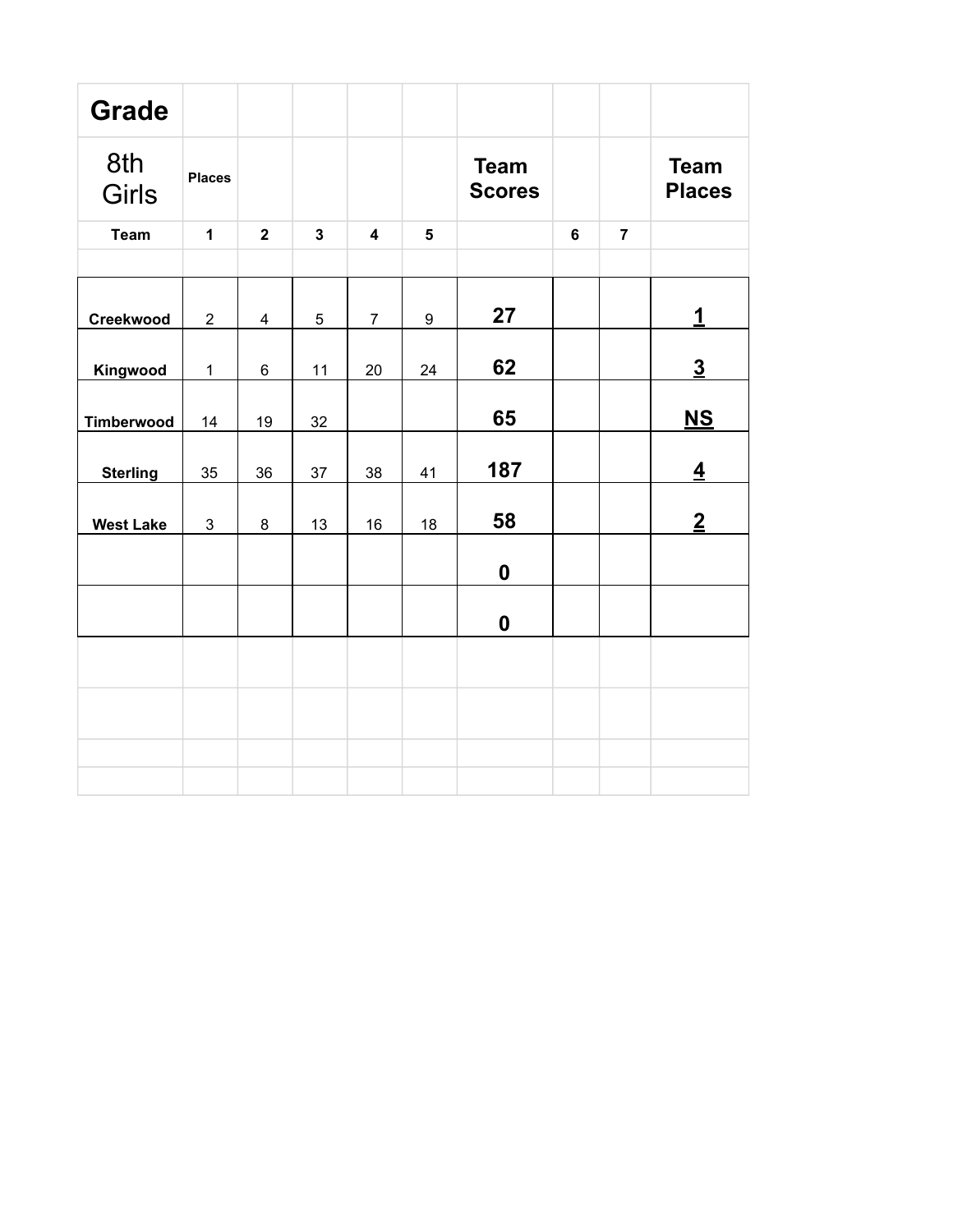| Grade | | | | | | | | |
|---|---|---|---|---|---|---|---|---|
| 8th Girls | Places | | | | | Team Scores | | Team Places |
| Team | 1 | 2 | 3 | 4 | 5 | | 6 | 7 | |
| | | | | | | | | | |
| Creekwood | 2 | 4 | 5 | 7 | 9 | **27** | | | **1** |
| Kingwood | 1 | 6 | 11 | 20 | 24 | **62** | | | **3** |
| Timberwood | 14 | 19 | 32 | | | **65** | | | **NS** |
| Sterling | 35 | 36 | 37 | 38 | 41 | **187** | | | **4** |
| West Lake | 3 | 8 | 13 | 16 | 18 | **58** | | | **2** |
| | | | | | | **0** | | | |
| | | | | | | **0** | | | |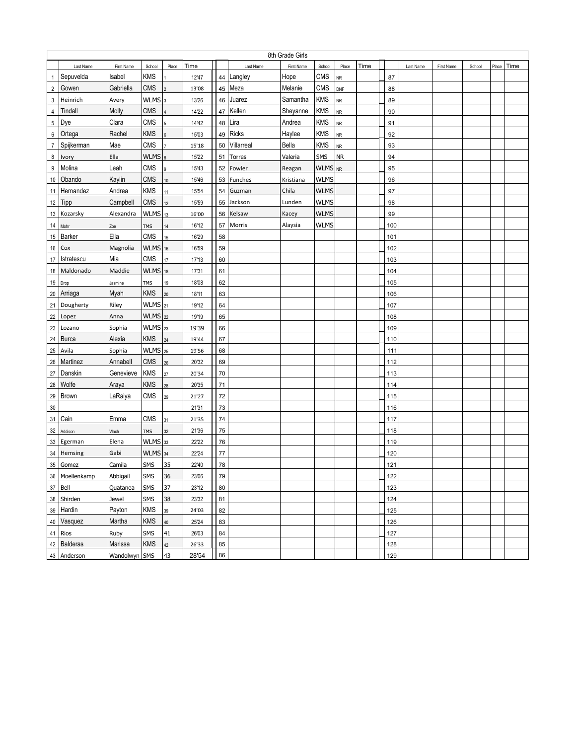## 8th Grade Girls

| | Last Name | First Name | School | Place | Time | | Last Name | First Name | School | Place | Time | | Last Name | First Name | School | Place | Time |
|---|---|---|---|---|---|---|---|---|---|---|---|---|---|---|---|---|---|
| 1 | Sepuvelda | Isabel | KMS | 1 | 12'47 | 44 | Langley | Hope | CMS | NR | | 87 | | | | | |
| 2 | Gowen | Gabriella | CMS | 2 | 13'08 | 45 | Meza | Melanie | CMS | DNF | | 88 | | | | | |
| 3 | Heinrich | Avery | WLMS | 3 | 13'26 | 46 | Juarez | Samantha | KMS | NR | | 89 | | | | | |
| 4 | Tindall | Molly | CMS | 4 | 14'22 | 47 | Kellen | Sheyanne | KMS | NR | | 90 | | | | | |
| 5 | Dye | Clara | CMS | 5 | 14'42 | 48 | Lira | Andrea | KMS | NR | | 91 | | | | | |
| 6 | Ortega | Rachel | KMS | 6 | 15'03 | 49 | Ricks | Haylee | KMS | NR | | 92 | | | | | |
| 7 | Spijkerman | Mae | CMS | 7 | 15'18 | 50 | Villarreal | Bella | KMS | NR | | 93 | | | | | |
| 8 | Ivory | Ella | WLMS | 8 | 15'22 | 51 | Torres | Valeria | SMS | NR | | 94 | | | | | |
| 9 | Molina | Leah | CMS | 9 | 15'43 | 52 | Fowler | Reagan | WLMS | NR | | 95 | | | | | |
| 10 | Obando | Kaylin | CMS | 10 | 15'46 | 53 | Funches | Kristiana | WLMS | | | 96 | | | | | |
| 11 | Hernandez | Andrea | KMS | 11 | 15'54 | 54 | Guzman | Chila | WLMS | | | 97 | | | | | |
| 12 | Tipp | Campbell | CMS | 12 | 15'59 | 55 | Jackson | Lunden | WLMS | | | 98 | | | | | |
| 13 | Kozarsky | Alexandra | WLMS | 13 | 16'00 | 56 | Kelsaw | Kacey | WLMS | | | 99 | | | | | |
| 14 | Mohr | Zoe | TMS | 14 | 16'12 | 57 | Morris | Alaysia | WLMS | | | 100 | | | | | |
| 15 | Barker | Ella | CMS | 15 | 16'29 | 58 | | | | | | 101 | | | | | |
| 16 | Cox | Magnolia | WLMS | 16 | 16'59 | 59 | | | | | | 102 | | | | | |
| 17 | Istratescu | Mia | CMS | 17 | 17'13 | 60 | | | | | | 103 | | | | | |
| 18 | Maldonado | Maddie | WLMS | 18 | 17'31 | 61 | | | | | | 104 | | | | | |
| 19 | Drop | Jasmine | TMS | 19 | 18'08 | 62 | | | | | | 105 | | | | | |
| 20 | Arriaga | Myah | KMS | 20 | 18'11 | 63 | | | | | | 106 | | | | | |
| 21 | Dougherty | Riley | WLMS | 21 | 19'12 | 64 | | | | | | 107 | | | | | |
| 22 | Lopez | Anna | WLMS | 22 | 19'19 | 65 | | | | | | 108 | | | | | |
| 23 | Lozano | Sophia | WLMS | 23 | 19'39 | 66 | | | | | | 109 | | | | | |
| 24 | Burca | Alexia | KMS | 24 | 19'44 | 67 | | | | | | 110 | | | | | |
| 25 | Avila | Sophia | WLMS | 25 | 19'56 | 68 | | | | | | 111 | | | | | |
| 26 | Martinez | Annabell | CMS | 26 | 20'32 | 69 | | | | | | 112 | | | | | |
| 27 | Danskin | Genevieve | KMS | 27 | 20'34 | 70 | | | | | | 113 | | | | | |
| 28 | Wolfe | Araya | KMS | 28 | 20'35 | 71 | | | | | | 114 | | | | | |
| 29 | Brown | LaRaiya | CMS | 29 | 21'27 | 72 | | | | | | 115 | | | | | |
| 30 | | | | | 21'31 | 73 | | | | | | 116 | | | | | |
| 31 | Cain | Emma | CMS | 31 | 21'35 | 74 | | | | | | 117 | | | | | |
| 32 | Addison | Vlach | TMS | 32 | 21'36 | 75 | | | | | | 118 | | | | | |
| 33 | Egerman | Elena | WLMS | 33 | 22'22 | 76 | | | | | | 119 | | | | | |
| 34 | Hemsing | Gabi | WLMS | 34 | 22'24 | 77 | | | | | | 120 | | | | | |
| 35 | Gomez | Camila | SMS | 35 | 22'40 | 78 | | | | | | 121 | | | | | |
| 36 | Moellenkamp | Abbigail | SMS | 36 | 23'06 | 79 | | | | | | 122 | | | | | |
| 37 | Bell | Quatanea | SMS | 37 | 23'12 | 80 | | | | | | 123 | | | | | |
| 38 | Shirden | Jewel | SMS | 38 | 23'32 | 81 | | | | | | 124 | | | | | |
| 39 | Hardin | Payton | KMS | 39 | 24'03 | 82 | | | | | | 125 | | | | | |
| 40 | Vasquez | Martha | KMS | 40 | 25'24 | 83 | | | | | | 126 | | | | | |
| 41 | Rios | Ruby | SMS | 41 | 26'03 | 84 | | | | | | 127 | | | | | |
| 42 | Balderas | Marissa | KMS | 42 | 26'33 | 85 | | | | | | 128 | | | | | |
| 43 | Anderson | Wandolwyn | SMS | 43 | 28'54 | 86 | | | | | | 129 | | | | | |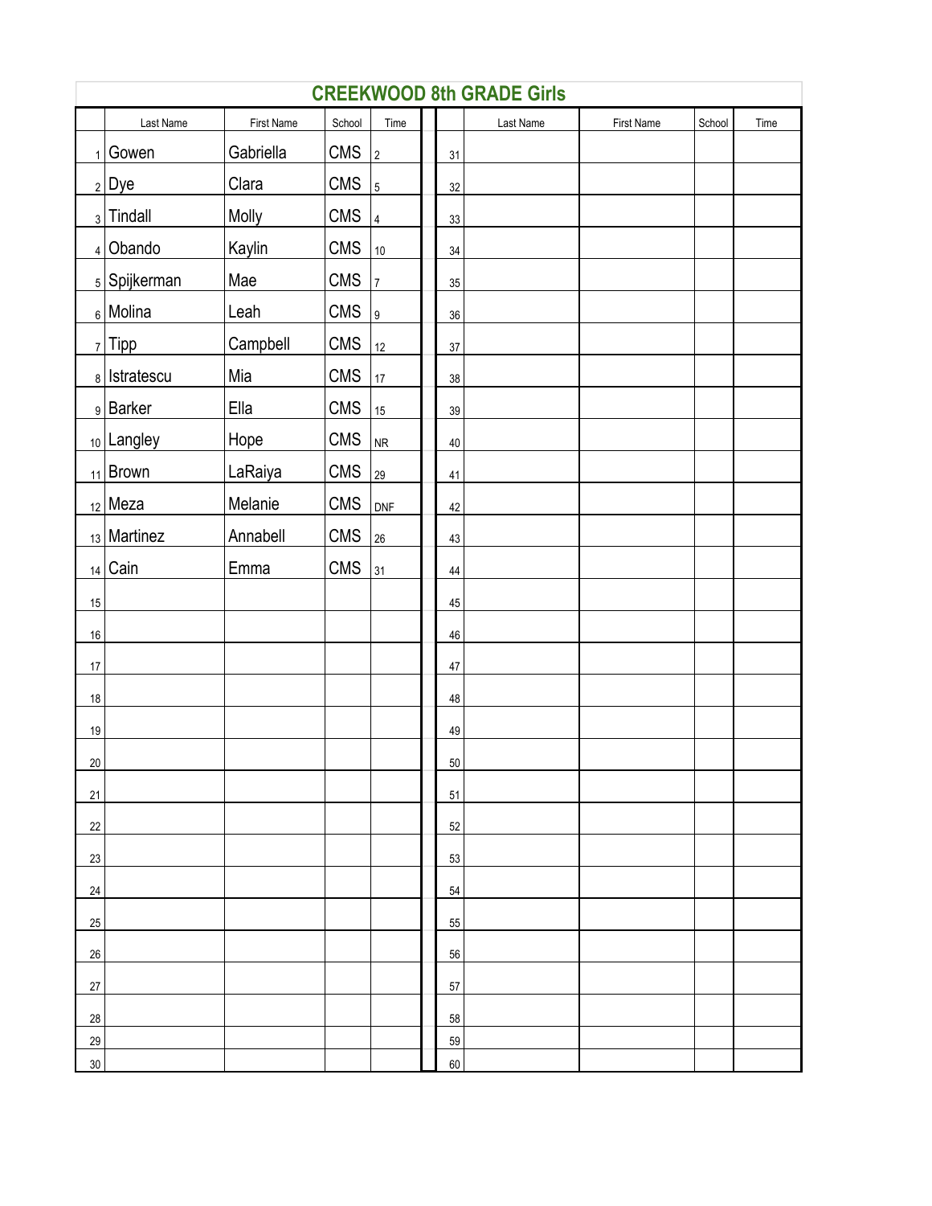# CREEKWOOD 8th GRADE Girls

| | Last Name | First Name | School | Time | | Last Name | First Name | School | Time |
|---|---|---|---|---|---|---|---|---|---|
| 1 | Gowen | Gabriella | CMS | 2 | 31 | | | | |
| 2 | Dye | Clara | CMS | 5 | 32 | | | | |
| 3 | Tindall | Molly | CMS | 4 | 33 | | | | |
| 4 | Obando | Kaylin | CMS | 10 | 34 | | | | |
| 5 | Spijkerman | Mae | CMS | 7 | 35 | | | | |
| 6 | Molina | Leah | CMS | 9 | 36 | | | | |
| 7 | Tipp | Campbell | CMS | 12 | 37 | | | | |
| 8 | Istratescu | Mia | CMS | 17 | 38 | | | | |
| 9 | Barker | Ella | CMS | 15 | 39 | | | | |
| 10 | Langley | Hope | CMS | NR | 40 | | | | |
| 11 | Brown | LaRaiya | CMS | 29 | 41 | | | | |
| 12 | Meza | Melanie | CMS | DNF | 42 | | | | |
| 13 | Martinez | Annabell | CMS | 26 | 43 | | | | |
| 14 | Cain | Emma | CMS | 31 | 44 | | | | |
| 15 | | | | | 45 | | | | |
| 16 | | | | | 46 | | | | |
| 17 | | | | | 47 | | | | |
| 18 | | | | | 48 | | | | |
| 19 | | | | | 49 | | | | |
| 20 | | | | | 50 | | | | |
| 21 | | | | | 51 | | | | |
| 22 | | | | | 52 | | | | |
| 23 | | | | | 53 | | | | |
| 24 | | | | | 54 | | | | |
| 25 | | | | | 55 | | | | |
| 26 | | | | | 56 | | | | |
| 27 | | | | | 57 | | | | |
| 28 | | | | | 58 | | | | |
| 29 | | | | | 59 | | | | |
| 30 | | | | | 60 | | | | |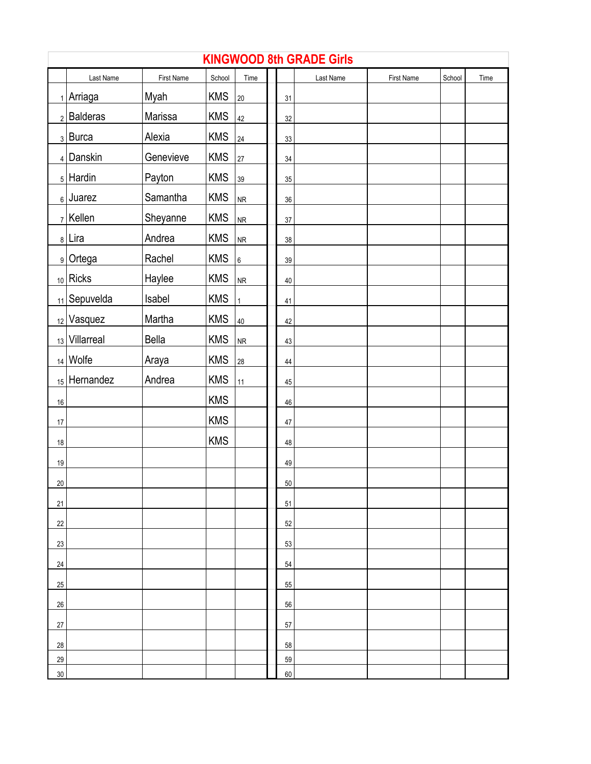# KINGWOOD 8th GRADE Girls

| | Last Name | First Name | School | Time | | Last Name | First Name | School | Time |
|---|---|---|---|---|---|---|---|---|---|
| 1 | Arriaga | Myah | KMS | 20 | 31 | | | | |
| 2 | Balderas | Marissa | KMS | 42 | 32 | | | | |
| 3 | Burca | Alexia | KMS | 24 | 33 | | | | |
| 4 | Danskin | Genevieve | KMS | 27 | 34 | | | | |
| 5 | Hardin | Payton | KMS | 39 | 35 | | | | |
| 6 | Juarez | Samantha | KMS | NR | 36 | | | | |
| 7 | Kellen | Sheyanne | KMS | NR | 37 | | | | |
| 8 | Lira | Andrea | KMS | NR | 38 | | | | |
| 9 | Ortega | Rachel | KMS | 6 | 39 | | | | |
| 10 | Ricks | Haylee | KMS | NR | 40 | | | | |
| 11 | Sepuvelda | Isabel | KMS | 1 | 41 | | | | |
| 12 | Vasquez | Martha | KMS | 40 | 42 | | | | |
| 13 | Villarreal | Bella | KMS | NR | 43 | | | | |
| 14 | Wolfe | Araya | KMS | 28 | 44 | | | | |
| 15 | Hernandez | Andrea | KMS | 11 | 45 | | | | |
| 16 | | | KMS | | 46 | | | | |
| 17 | | | KMS | | 47 | | | | |
| 18 | | | KMS | | 48 | | | | |
| 19 | | | | | 49 | | | | |
| 20 | | | | | 50 | | | | |
| 21 | | | | | 51 | | | | |
| 22 | | | | | 52 | | | | |
| 23 | | | | | 53 | | | | |
| 24 | | | | | 54 | | | | |
| 25 | | | | | 55 | | | | |
| 26 | | | | | 56 | | | | |
| 27 | | | | | 57 | | | | |
| 28 | | | | | 58 | | | | |
| 29 | | | | | 59 | | | | |
| 30 | | | | | 60 | | | | |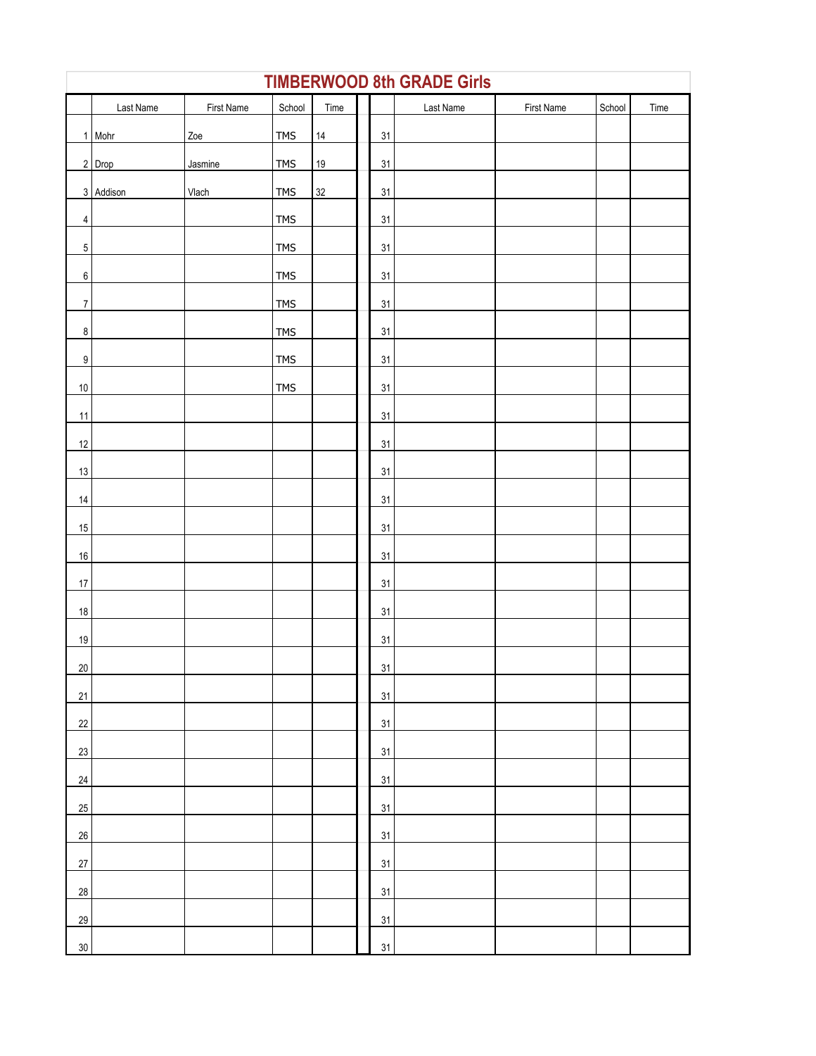# TIMBERWOOD 8th GRADE Girls

| | Last Name | First Name | School | Time | | | Last Name | First Name | School | Time |
|---|---|---|---|---|---|---|---|---|---|---|
| 1 | Mohr | Zoe | TMS | 14 | | 31 | | | | |
| 2 | Drop | Jasmine | TMS | 19 | | 31 | | | | |
| 3 | Addison | Vlach | TMS | 32 | | 31 | | | | |
| 4 | | | TMS | | | 31 | | | | |
| 5 | | | TMS | | | 31 | | | | |
| 6 | | | TMS | | | 31 | | | | |
| 7 | | | TMS | | | 31 | | | | |
| 8 | | | TMS | | | 31 | | | | |
| 9 | | | TMS | | | 31 | | | | |
| 10 | | | TMS | | | 31 | | | | |
| 11 | | | | | | 31 | | | | |
| 12 | | | | | | 31 | | | | |
| 13 | | | | | | 31 | | | | |
| 14 | | | | | | 31 | | | | |
| 15 | | | | | | 31 | | | | |
| 16 | | | | | | 31 | | | | |
| 17 | | | | | | 31 | | | | |
| 18 | | | | | | 31 | | | | |
| 19 | | | | | | 31 | | | | |
| 20 | | | | | | 31 | | | | |
| 21 | | | | | | 31 | | | | |
| 22 | | | | | | 31 | | | | |
| 23 | | | | | | 31 | | | | |
| 24 | | | | | | 31 | | | | |
| 25 | | | | | | 31 | | | | |
| 26 | | | | | | 31 | | | | |
| 27 | | | | | | 31 | | | | |
| 28 | | | | | | 31 | | | | |
| 29 | | | | | | 31 | | | | |
| 30 | | | | | | 31 | | | | |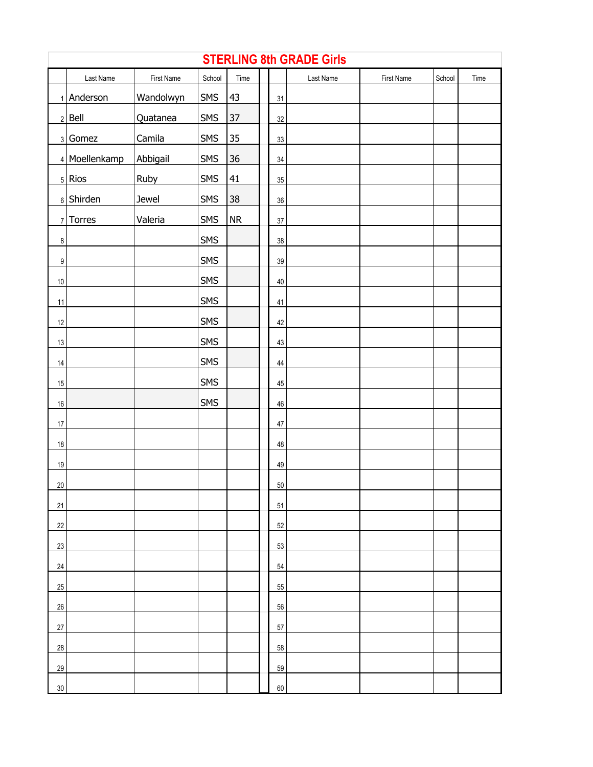## STERLING 8th GRADE Girls

| | Last Name | First Name | School | Time | | Last Name | First Name | School | Time |
|---|---|---|---|---|---|---|---|---|---|
| 1 | Anderson | Wandolwyn | SMS | 43 | 31 | | | | |
| 2 | Bell | Quatanea | SMS | 37 | 32 | | | | |
| 3 | Gomez | Camila | SMS | 35 | 33 | | | | |
| 4 | Moellenkamp | Abbigail | SMS | 36 | 34 | | | | |
| 5 | Rios | Ruby | SMS | 41 | 35 | | | | |
| 6 | Shirden | Jewel | SMS | 38 | 36 | | | | |
| 7 | Torres | Valeria | SMS | NR | 37 | | | | |
| 8 | | | SMS | | 38 | | | | |
| 9 | | | SMS | | 39 | | | | |
| 10 | | | SMS | | 40 | | | | |
| 11 | | | SMS | | 41 | | | | |
| 12 | | | SMS | | 42 | | | | |
| 13 | | | SMS | | 43 | | | | |
| 14 | | | SMS | | 44 | | | | |
| 15 | | | SMS | | 45 | | | | |
| 16 | | | SMS | | 46 | | | | |
| 17 | | | | | 47 | | | | |
| 18 | | | | | 48 | | | | |
| 19 | | | | | 49 | | | | |
| 20 | | | | | 50 | | | | |
| 21 | | | | | 51 | | | | |
| 22 | | | | | 52 | | | | |
| 23 | | | | | 53 | | | | |
| 24 | | | | | 54 | | | | |
| 25 | | | | | 55 | | | | |
| 26 | | | | | 56 | | | | |
| 27 | | | | | 57 | | | | |
| 28 | | | | | 58 | | | | |
| 29 | | | | | 59 | | | | |
| 30 | | | | | 60 | | | | |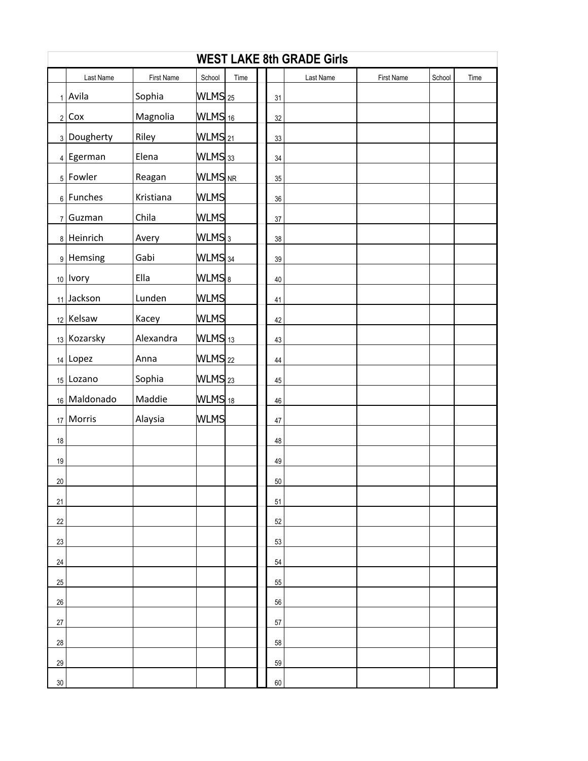# WEST LAKE 8th GRADE Girls

| | Last Name | First Name | School | Time | | | Last Name | First Name | School | Time |
|---|---|---|---|---|---|---|---|---|---|---|
| 1 | Avila | Sophia | WLMS | 25 | | 31 | | | | |
| 2 | Cox | Magnolia | WLMS | 16 | | 32 | | | | |
| 3 | Dougherty | Riley | WLMS | 21 | | 33 | | | | |
| 4 | Egerman | Elena | WLMS | 33 | | 34 | | | | |
| 5 | Fowler | Reagan | WLMS | NR | | 35 | | | | |
| 6 | Funches | Kristiana | WLMS | | | 36 | | | | |
| 7 | Guzman | Chila | WLMS | | | 37 | | | | |
| 8 | Heinrich | Avery | WLMS | 3 | | 38 | | | | |
| 9 | Hemsing | Gabi | WLMS | 34 | | 39 | | | | |
| 10 | Ivory | Ella | WLMS | 8 | | 40 | | | | |
| 11 | Jackson | Lunden | WLMS | | | 41 | | | | |
| 12 | Kelsaw | Kacey | WLMS | | | 42 | | | | |
| 13 | Kozarsky | Alexandra | WLMS | 13 | | 43 | | | | |
| 14 | Lopez | Anna | WLMS | 22 | | 44 | | | | |
| 15 | Lozano | Sophia | WLMS | 23 | | 45 | | | | |
| 16 | Maldonado | Maddie | WLMS | 18 | | 46 | | | | |
| 17 | Morris | Alaysia | WLMS | | | 47 | | | | |
| 18 | | | | | | 48 | | | | |
| 19 | | | | | | 49 | | | | |
| 20 | | | | | | 50 | | | | |
| 21 | | | | | | 51 | | | | |
| 22 | | | | | | 52 | | | | |
| 23 | | | | | | 53 | | | | |
| 24 | | | | | | 54 | | | | |
| 25 | | | | | | 55 | | | | |
| 26 | | | | | | 56 | | | | |
| 27 | | | | | | 57 | | | | |
| 28 | | | | | | 58 | | | | |
| 29 | | | | | | 59 | | | | |
| 30 | | | | | | 60 | | | | |